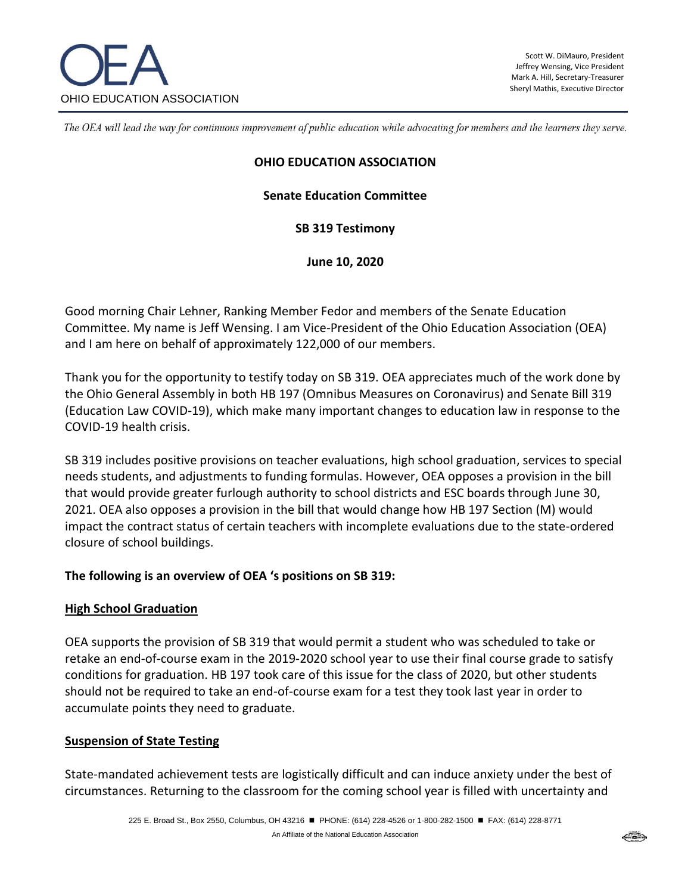OHIO EDUCATION ASSOCIATION

Scott W. DiMauro, President
Jeffrey Wensing, Vice President
Mark A. Hill, Secretary-Treasurer
Sheryl Mathis, Executive Director

*The OEA will lead the way for continuous improvement of public education while advocating for members and the learners they serve.*

**OHIO EDUCATION ASSOCIATION**

**Senate Education Committee**

**SB 319 Testimony**

**June 10, 2020**

Good morning Chair Lehner, Ranking Member Fedor and members of the Senate Education Committee. My name is Jeff Wensing. I am Vice-President of the Ohio Education Association (OEA) and I am here on behalf of approximately 122,000 of our members.

Thank you for the opportunity to testify today on SB 319. OEA appreciates much of the work done by the Ohio General Assembly in both HB 197 (Omnibus Measures on Coronavirus) and Senate Bill 319 (Education Law COVID-19), which make many important changes to education law in response to the COVID-19 health crisis.

SB 319 includes positive provisions on teacher evaluations, high school graduation, services to special needs students, and adjustments to funding formulas. However, OEA opposes a provision in the bill that would provide greater furlough authority to school districts and ESC boards through June 30, 2021. OEA also opposes a provision in the bill that would change how HB 197 Section (M) would impact the contract status of certain teachers with incomplete evaluations due to the state-ordered closure of school buildings.

**The following is an overview of OEA 's positions on SB 319:**

**High School Graduation**

OEA supports the provision of SB 319 that would permit a student who was scheduled to take or retake an end-of-course exam in the 2019-2020 school year to use their final course grade to satisfy conditions for graduation. HB 197 took care of this issue for the class of 2020, but other students should not be required to take an end-of-course exam for a test they took last year in order to accumulate points they need to graduate.

**Suspension of State Testing**

State-mandated achievement tests are logistically difficult and can induce anxiety under the best of circumstances. Returning to the classroom for the coming school year is filled with uncertainty and

225 E. Broad St., Box 2550, Columbus, OH 43216 ■ PHONE: (614) 228-4526 or 1-800-282-1500 ■ FAX: (614) 228-8771

An Affiliate of the National Education Association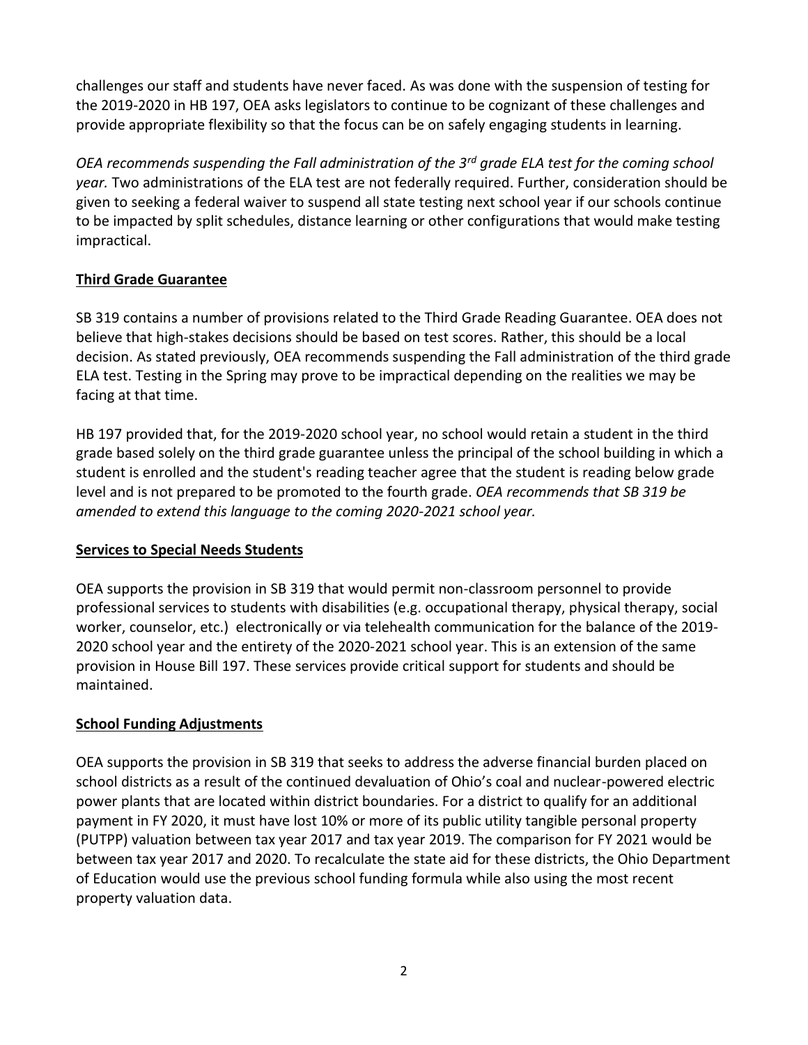challenges our staff and students have never faced. As was done with the suspension of testing for the 2019-2020 in HB 197, OEA asks legislators to continue to be cognizant of these challenges and provide appropriate flexibility so that the focus can be on safely engaging students in learning.

*OEA recommends suspending the Fall administration of the 3rd grade ELA test for the coming school year.* Two administrations of the ELA test are not federally required. Further, consideration should be given to seeking a federal waiver to suspend all state testing next school year if our schools continue to be impacted by split schedules, distance learning or other configurations that would make testing impractical.

**Third Grade Guarantee**

SB 319 contains a number of provisions related to the Third Grade Reading Guarantee. OEA does not believe that high-stakes decisions should be based on test scores. Rather, this should be a local decision. As stated previously, OEA recommends suspending the Fall administration of the third grade ELA test. Testing in the Spring may prove to be impractical depending on the realities we may be facing at that time.

HB 197 provided that, for the 2019-2020 school year, no school would retain a student in the third grade based solely on the third grade guarantee unless the principal of the school building in which a student is enrolled and the student's reading teacher agree that the student is reading below grade level and is not prepared to be promoted to the fourth grade. *OEA recommends that SB 319 be amended to extend this language to the coming 2020-2021 school year.*

**Services to Special Needs Students**

OEA supports the provision in SB 319 that would permit non-classroom personnel to provide professional services to students with disabilities (e.g. occupational therapy, physical therapy, social worker, counselor, etc.) electronically or via telehealth communication for the balance of the 2019-2020 school year and the entirety of the 2020-2021 school year. This is an extension of the same provision in House Bill 197. These services provide critical support for students and should be maintained.

**School Funding Adjustments**

OEA supports the provision in SB 319 that seeks to address the adverse financial burden placed on school districts as a result of the continued devaluation of Ohio's coal and nuclear-powered electric power plants that are located within district boundaries. For a district to qualify for an additional payment in FY 2020, it must have lost 10% or more of its public utility tangible personal property (PUTPP) valuation between tax year 2017 and tax year 2019. The comparison for FY 2021 would be between tax year 2017 and 2020. To recalculate the state aid for these districts, the Ohio Department of Education would use the previous school funding formula while also using the most recent property valuation data.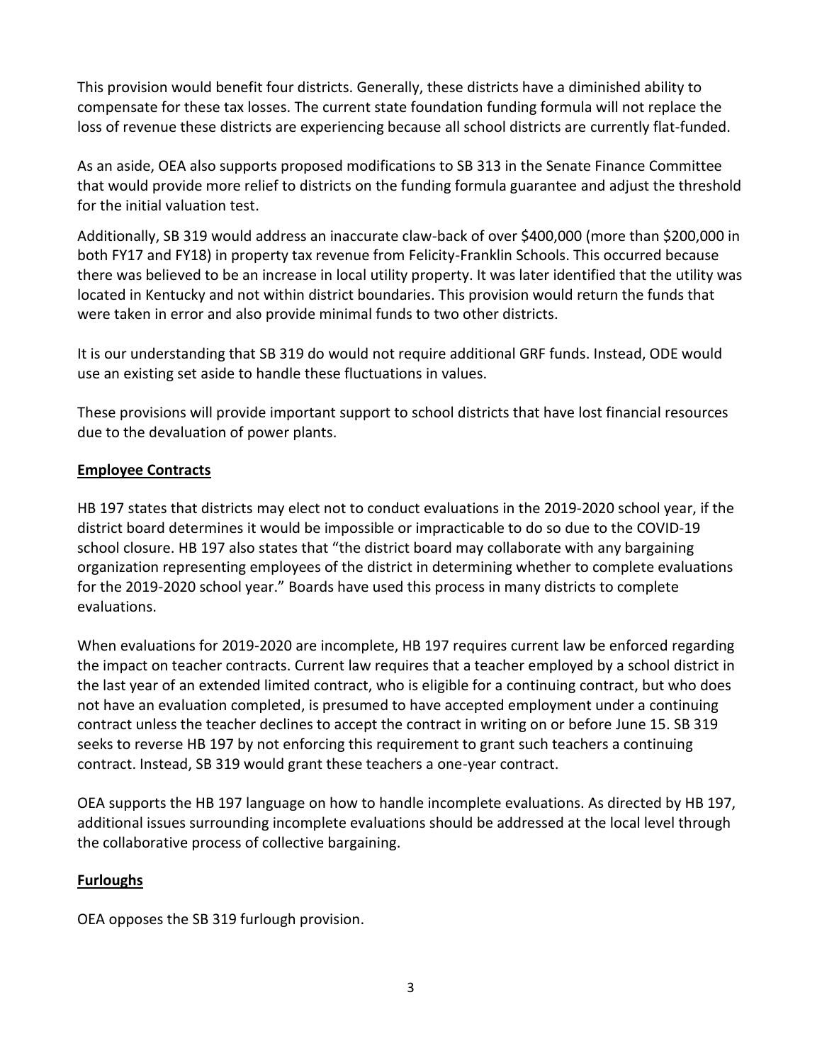This provision would benefit four districts. Generally, these districts have a diminished ability to compensate for these tax losses. The current state foundation funding formula will not replace the loss of revenue these districts are experiencing because all school districts are currently flat-funded.

As an aside, OEA also supports proposed modifications to SB 313 in the Senate Finance Committee that would provide more relief to districts on the funding formula guarantee and adjust the threshold for the initial valuation test.

Additionally, SB 319 would address an inaccurate claw-back of over $400,000 (more than $200,000 in both FY17 and FY18) in property tax revenue from Felicity-Franklin Schools. This occurred because there was believed to be an increase in local utility property. It was later identified that the utility was located in Kentucky and not within district boundaries. This provision would return the funds that were taken in error and also provide minimal funds to two other districts.

It is our understanding that SB 319 do would not require additional GRF funds. Instead, ODE would use an existing set aside to handle these fluctuations in values.

These provisions will provide important support to school districts that have lost financial resources due to the devaluation of power plants.

## Employee Contracts

HB 197 states that districts may elect not to conduct evaluations in the 2019-2020 school year, if the district board determines it would be impossible or impracticable to do so due to the COVID-19 school closure. HB 197 also states that "the district board may collaborate with any bargaining organization representing employees of the district in determining whether to complete evaluations for the 2019-2020 school year." Boards have used this process in many districts to complete evaluations.

When evaluations for 2019-2020 are incomplete, HB 197 requires current law be enforced regarding the impact on teacher contracts. Current law requires that a teacher employed by a school district in the last year of an extended limited contract, who is eligible for a continuing contract, but who does not have an evaluation completed, is presumed to have accepted employment under a continuing contract unless the teacher declines to accept the contract in writing on or before June 15. SB 319 seeks to reverse HB 197 by not enforcing this requirement to grant such teachers a continuing contract. Instead, SB 319 would grant these teachers a one-year contract.

OEA supports the HB 197 language on how to handle incomplete evaluations. As directed by HB 197, additional issues surrounding incomplete evaluations should be addressed at the local level through the collaborative process of collective bargaining.

## Furloughs

OEA opposes the SB 319 furlough provision.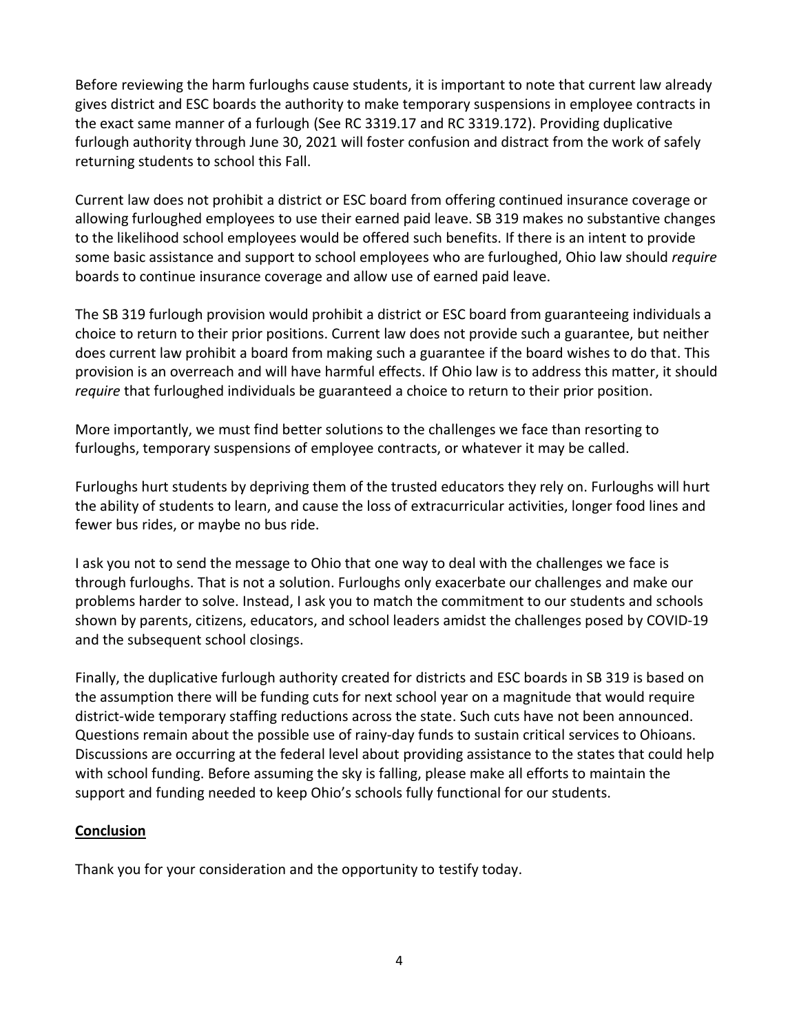Before reviewing the harm furloughs cause students, it is important to note that current law already gives district and ESC boards the authority to make temporary suspensions in employee contracts in the exact same manner of a furlough (See RC 3319.17 and RC 3319.172). Providing duplicative furlough authority through June 30, 2021 will foster confusion and distract from the work of safely returning students to school this Fall.

Current law does not prohibit a district or ESC board from offering continued insurance coverage or allowing furloughed employees to use their earned paid leave. SB 319 makes no substantive changes to the likelihood school employees would be offered such benefits. If there is an intent to provide some basic assistance and support to school employees who are furloughed, Ohio law should *require* boards to continue insurance coverage and allow use of earned paid leave.

The SB 319 furlough provision would prohibit a district or ESC board from guaranteeing individuals a choice to return to their prior positions. Current law does not provide such a guarantee, but neither does current law prohibit a board from making such a guarantee if the board wishes to do that. This provision is an overreach and will have harmful effects. If Ohio law is to address this matter, it should *require* that furloughed individuals be guaranteed a choice to return to their prior position.

More importantly, we must find better solutions to the challenges we face than resorting to furloughs, temporary suspensions of employee contracts, or whatever it may be called.

Furloughs hurt students by depriving them of the trusted educators they rely on. Furloughs will hurt the ability of students to learn, and cause the loss of extracurricular activities, longer food lines and fewer bus rides, or maybe no bus ride.

I ask you not to send the message to Ohio that one way to deal with the challenges we face is through furloughs. That is not a solution. Furloughs only exacerbate our challenges and make our problems harder to solve. Instead, I ask you to match the commitment to our students and schools shown by parents, citizens, educators, and school leaders amidst the challenges posed by COVID-19 and the subsequent school closings.

Finally, the duplicative furlough authority created for districts and ESC boards in SB 319 is based on the assumption there will be funding cuts for next school year on a magnitude that would require district-wide temporary staffing reductions across the state. Such cuts have not been announced. Questions remain about the possible use of rainy-day funds to sustain critical services to Ohioans. Discussions are occurring at the federal level about providing assistance to the states that could help with school funding. Before assuming the sky is falling, please make all efforts to maintain the support and funding needed to keep Ohio's schools fully functional for our students.

## Conclusion

Thank you for your consideration and the opportunity to testify today.